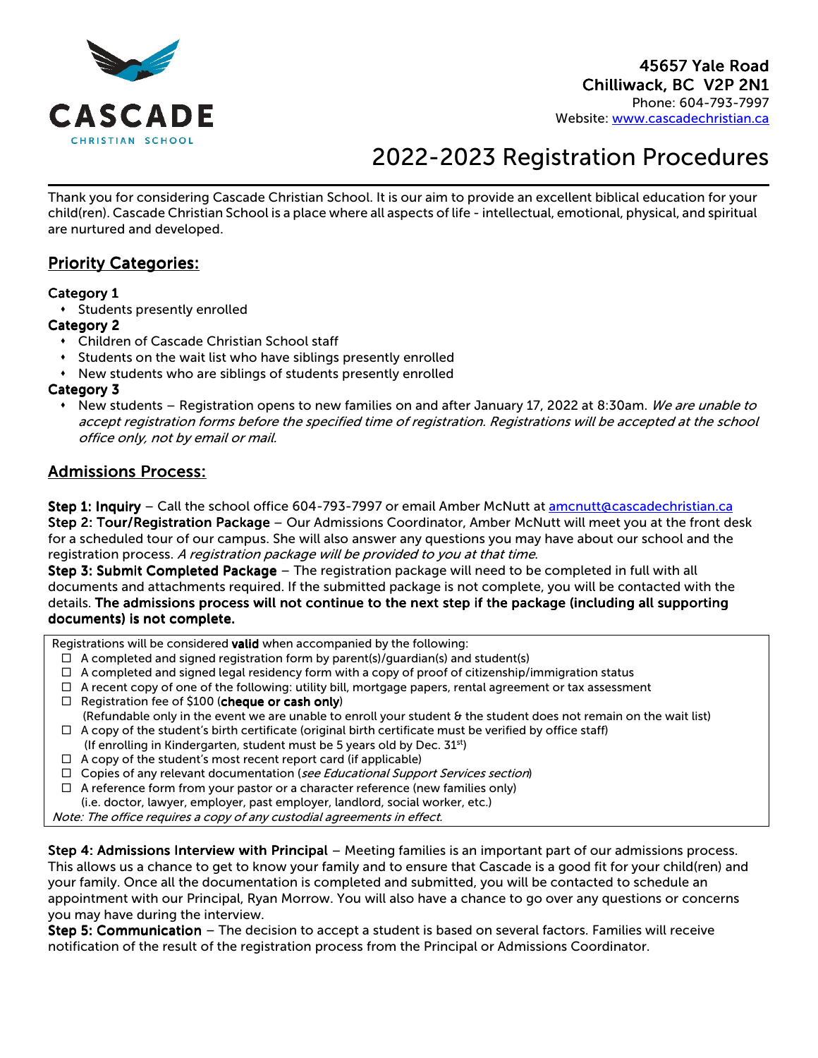**CASCADE**
CHRISTIAN SCHOOL

**45657 Yale Road**
**Chilliwack, BC V2P 2N1**
Phone: 604-793-7997
Website: www.cascadechristian.ca

# 2022-2023 Registration Procedures

Thank you for considering Cascade Christian School. It is our aim to provide an excellent biblical education for your child(ren). Cascade Christian School is a place where all aspects of life - intellectual, emotional, physical, and spiritual are nurtured and developed.

## Priority Categories:

**Category 1**

- Students presently enrolled

**Category 2**

- Children of Cascade Christian School staff
- Students on the wait list who have siblings presently enrolled
- New students who are siblings of students presently enrolled

**Category 3**

- New students – Registration opens to new families on and after January 17, 2022 at 8:30am. *We are unable to accept registration forms before the specified time of registration. Registrations will be accepted at the school office only, not by email or mail.*

## Admissions Process:

**Step 1: Inquiry** – Call the school office 604-793-7997 or email Amber McNutt at amcnutt@cascadechristian.ca
**Step 2: Tour/Registration Package** – Our Admissions Coordinator, Amber McNutt will meet you at the front desk for a scheduled tour of our campus. She will also answer any questions you may have about our school and the registration process. *A registration package will be provided to you at that time.*
**Step 3: Submit Completed Package** – The registration package will need to be completed in full with all documents and attachments required. If the submitted package is not complete, you will be contacted with the details. **The admissions process will not continue to the next step if the package (including all supporting documents) is not complete.**

Registrations will be considered **valid** when accompanied by the following:

- ☐ A completed and signed registration form by parent(s)/guardian(s) and student(s)
- ☐ A completed and signed legal residency form with a copy of proof of citizenship/immigration status
- ☐ A recent copy of one of the following: utility bill, mortgage papers, rental agreement or tax assessment
- ☐ Registration fee of $100 (**cheque or cash only**)
  (Refundable only in the event we are unable to enroll your student & the student does not remain on the wait list)
- ☐ A copy of the student's birth certificate (original birth certificate must be verified by office staff)
  (If enrolling in Kindergarten, student must be 5 years old by Dec. 31st)
- ☐ A copy of the student's most recent report card (if applicable)
- ☐ Copies of any relevant documentation (*see Educational Support Services section*)
- ☐ A reference form from your pastor or a character reference (new families only)
  (i.e. doctor, lawyer, employer, past employer, landlord, social worker, etc.)

*Note: The office requires a copy of any custodial agreements in effect.*

**Step 4: Admissions Interview with Principal** – Meeting families is an important part of our admissions process. This allows us a chance to get to know your family and to ensure that Cascade is a good fit for your child(ren) and your family. Once all the documentation is completed and submitted, you will be contacted to schedule an appointment with our Principal, Ryan Morrow. You will also have a chance to go over any questions or concerns you may have during the interview.
**Step 5: Communication** – The decision to accept a student is based on several factors. Families will receive notification of the result of the registration process from the Principal or Admissions Coordinator.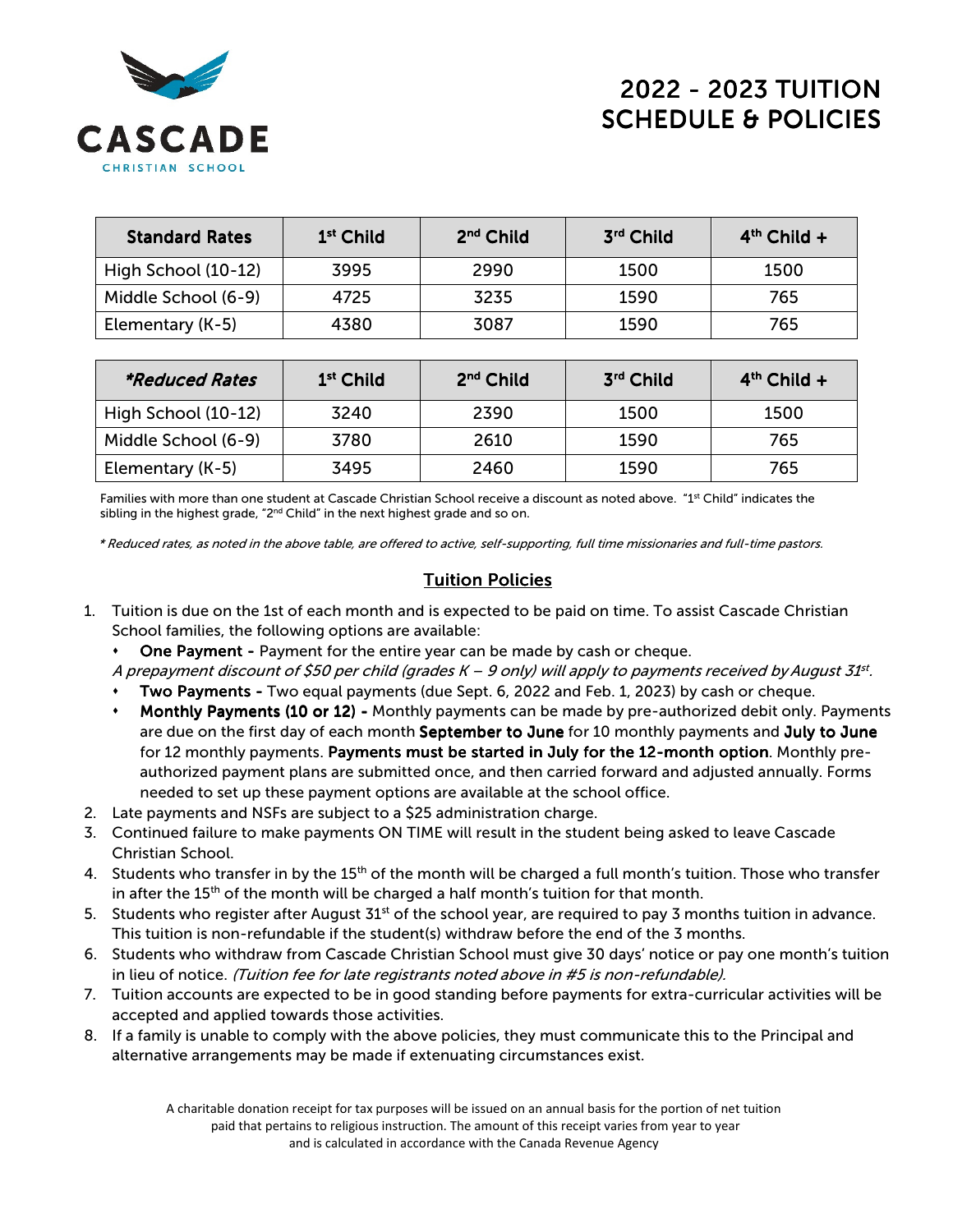CASCADE CHRISTIAN SCHOOL

# 2022 - 2023 TUITION SCHEDULE & POLICIES

| Standard Rates | 1st Child | 2nd Child | 3rd Child | 4th Child + |
|---|---|---|---|---|
| High School (10-12) | 3995 | 2990 | 1500 | 1500 |
| Middle School (6-9) | 4725 | 3235 | 1590 | 765 |
| Elementary (K-5) | 4380 | 3087 | 1590 | 765 |

| *Reduced Rates | 1st Child | 2nd Child | 3rd Child | 4th Child + |
|---|---|---|---|---|
| High School (10-12) | 3240 | 2390 | 1500 | 1500 |
| Middle School (6-9) | 3780 | 2610 | 1590 | 765 |
| Elementary (K-5) | 3495 | 2460 | 1590 | 765 |

Families with more than one student at Cascade Christian School receive a discount as noted above. "1st Child" indicates the sibling in the highest grade, "2nd Child" in the next highest grade and so on.

*\* Reduced rates, as noted in the above table, are offered to active, self-supporting, full time missionaries and full-time pastors.*

## Tuition Policies

1. Tuition is due on the 1st of each month and is expected to be paid on time. To assist Cascade Christian School families, the following options are available:
   - **One Payment -** Payment for the entire year can be made by cash or cheque.

   *A prepayment discount of $50 per child (grades K – 9 only) will apply to payments received by August 31st.*
   - **Two Payments -** Two equal payments (due Sept. 6, 2022 and Feb. 1, 2023) by cash or cheque.
   - **Monthly Payments (10 or 12) -** Monthly payments can be made by pre-authorized debit only. Payments are due on the first day of each month **September to June** for 10 monthly payments and **July to June** for 12 monthly payments. **Payments must be started in July for the 12-month option**. Monthly pre-authorized payment plans are submitted once, and then carried forward and adjusted annually. Forms needed to set up these payment options are available at the school office.
2. Late payments and NSFs are subject to a $25 administration charge.
3. Continued failure to make payments ON TIME will result in the student being asked to leave Cascade Christian School.
4. Students who transfer in by the 15th of the month will be charged a full month's tuition. Those who transfer in after the 15th of the month will be charged a half month's tuition for that month.
5. Students who register after August 31st of the school year, are required to pay 3 months tuition in advance. This tuition is non-refundable if the student(s) withdraw before the end of the 3 months.
6. Students who withdraw from Cascade Christian School must give 30 days' notice or pay one month's tuition in lieu of notice. *(Tuition fee for late registrants noted above in #5 is non-refundable).*
7. Tuition accounts are expected to be in good standing before payments for extra-curricular activities will be accepted and applied towards those activities.
8. If a family is unable to comply with the above policies, they must communicate this to the Principal and alternative arrangements may be made if extenuating circumstances exist.

A charitable donation receipt for tax purposes will be issued on an annual basis for the portion of net tuition paid that pertains to religious instruction. The amount of this receipt varies from year to year and is calculated in accordance with the Canada Revenue Agency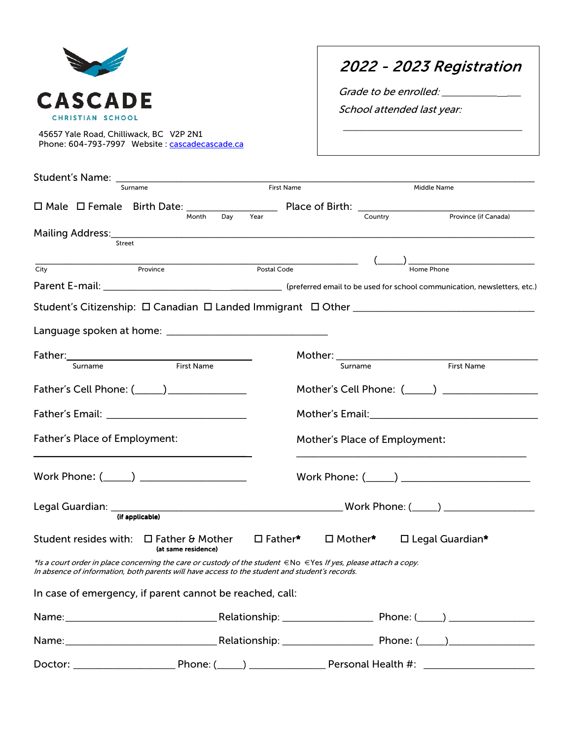**CASCADE**
CHRISTIAN SCHOOL

45657 Yale Road, Chilliwack, BC V2P 2N1
Phone: 604-793-7997 Website : [cascadecascade.ca](http://cascadecascade.ca)

## *2022 - 2023 Registration*

*Grade to be enrolled:* _______________

*School attended last year:*

_______________________________________

Student's Name: ______________________________________________________________
Surname First Name Middle Name

☐ Male ☐ Female Birth Date: _______________ Place of Birth: ______________________________
Month Day Year Country Province (if Canada)

Mailing Address: ______________________________________________________________
Street

______________________________________________________ (_____) ______________________
City Province Postal Code Home Phone

Parent E-mail: ______________________________ (preferred email to be used for school communication, newsletters, etc.)

Student's Citizenship: ☐ Canadian ☐ Landed Immigrant ☐ Other ______________________________

Language spoken at home: ______________________________

Father: ______________________________
Surname First Name

Mother: ______________________________
Surname First Name

Father's Cell Phone: (_____) ______________

Mother's Cell Phone: (_____) ______________

Father's Email: ______________________

Mother's Email: ______________________

Father's Place of Employment:

______________________________

Mother's Place of Employment:

______________________________

Work Phone: (_____) ________________

Work Phone: (_____) ________________

Legal Guardian: ______________________________________ Work Phone: (_____) ______________
**(if applicable)**

Student resides with: ☐ Father & Mother ☐ Father* ☐ Mother* ☐ Legal Guardian*
**(at same residence)**

*\*Is a court order in place concerning the care or custody of the student* ☐ No ☐ Yes *If yes, please attach a copy.*
*In absence of information, both parents will have access to the student and student's records.*

In case of emergency, if parent cannot be reached, call:

Name: __________________________ Relationship: ______________ Phone: (_____) ______________

Name: __________________________ Relationship: ______________ Phone: (_____) ______________

Doctor: __________________ Phone: (_____) ____________ Personal Health #: __________________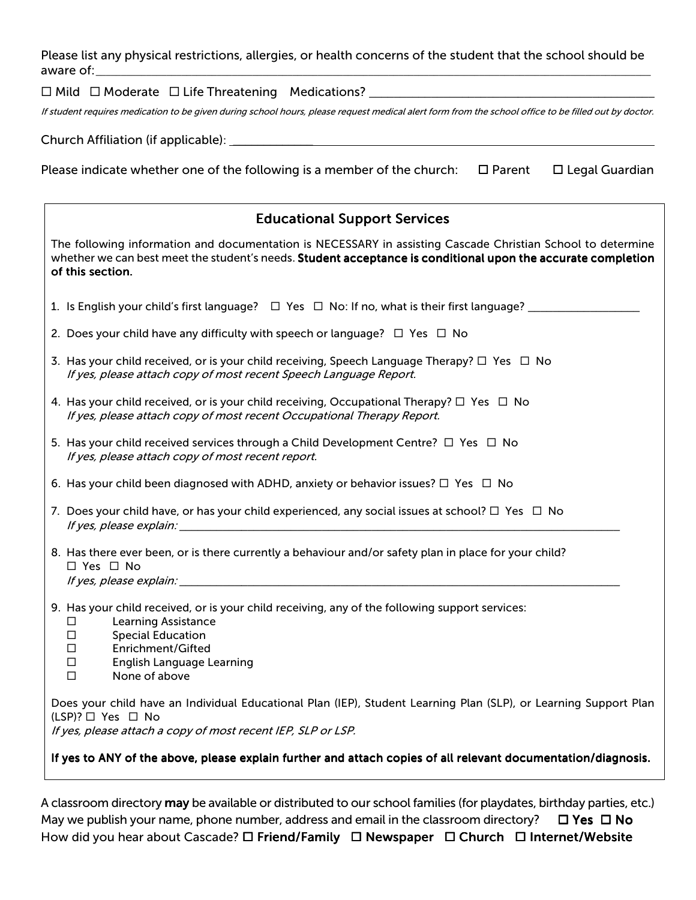Please list any physical restrictions, allergies, or health concerns of the student that the school should be aware of: ______________________________________________________________________________

☐ Mild ☐ Moderate ☐ Life Threatening Medications? ________________________________________

*If student requires medication to be given during school hours, please request medical alert form from the school office to be filled out by doctor.*

Church Affiliation (if applicable): ______________________________________________________________

Please indicate whether one of the following is a member of the church: ☐ Parent ☐ Legal Guardian

## Educational Support Services

The following information and documentation is NECESSARY in assisting Cascade Christian School to determine whether we can best meet the student's needs. **Student acceptance is conditional upon the accurate completion of this section.**

1. Is English your child's first language? ☐ Yes ☐ No: If no, what is their first language? ________________
2. Does your child have any difficulty with speech or language? ☐ Yes ☐ No
3. Has your child received, or is your child receiving, Speech Language Therapy? ☐ Yes ☐ No
   *If yes, please attach copy of most recent Speech Language Report.*
4. Has your child received, or is your child receiving, Occupational Therapy? ☐ Yes ☐ No
   *If yes, please attach copy of most recent Occupational Therapy Report.*
5. Has your child received services through a Child Development Centre? ☐ Yes ☐ No
   *If yes, please attach copy of most recent report.*
6. Has your child been diagnosed with ADHD, anxiety or behavior issues? ☐ Yes ☐ No
7. Does your child have, or has your child experienced, any social issues at school? ☐ Yes ☐ No
   *If yes, please explain:* ______________________________________________________________________
8. Has there ever been, or is there currently a behaviour and/or safety plan in place for your child?
   ☐ Yes ☐ No
   *If yes, please explain:* ______________________________________________________________________
9. Has your child received, or is your child receiving, any of the following support services:
   - ☐ Learning Assistance
   - ☐ Special Education
   - ☐ Enrichment/Gifted
   - ☐ English Language Learning
   - ☐ None of above

Does your child have an Individual Educational Plan (IEP), Student Learning Plan (SLP), or Learning Support Plan (LSP)? ☐ Yes ☐ No
*If yes, please attach a copy of most recent IEP, SLP or LSP.*

**If yes to ANY of the above, please explain further and attach copies of all relevant documentation/diagnosis.**

A classroom directory **may** be available or distributed to our school families (for playdates, birthday parties, etc.)
May we publish your name, phone number, address and email in the classroom directory? **☐ Yes ☐ No**
How did you hear about Cascade? **☐ Friend/Family ☐ Newspaper ☐ Church ☐ Internet/Website**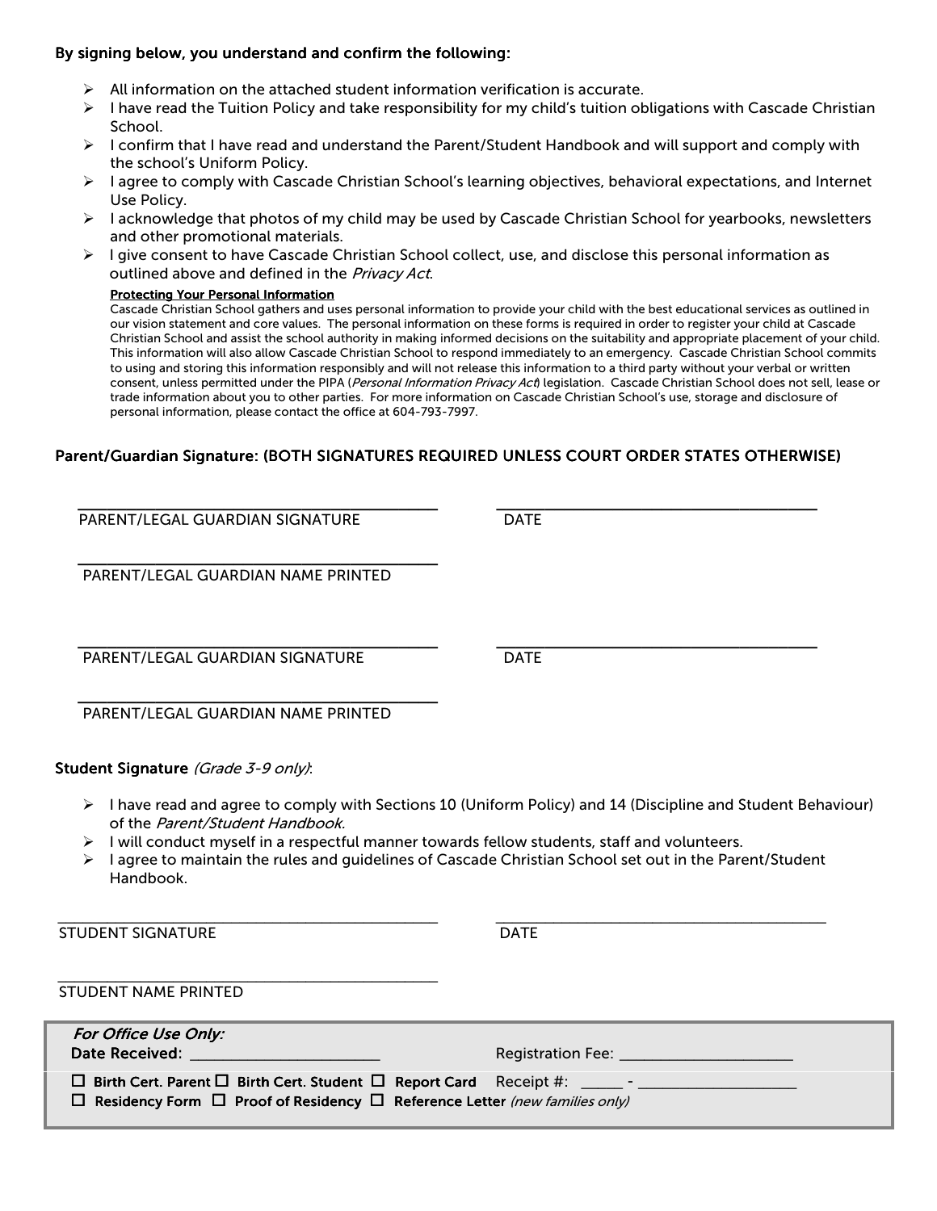**By signing below, you understand and confirm the following:**

- All information on the attached student information verification is accurate.
- I have read the Tuition Policy and take responsibility for my child's tuition obligations with Cascade Christian School.
- I confirm that I have read and understand the Parent/Student Handbook and will support and comply with the school's Uniform Policy.
- I agree to comply with Cascade Christian School's learning objectives, behavioral expectations, and Internet Use Policy.
- I acknowledge that photos of my child may be used by Cascade Christian School for yearbooks, newsletters and other promotional materials.
- I give consent to have Cascade Christian School collect, use, and disclose this personal information as outlined above and defined in the *Privacy Act*.

  **Protecting Your Personal Information**
  Cascade Christian School gathers and uses personal information to provide your child with the best educational services as outlined in our vision statement and core values. The personal information on these forms is required in order to register your child at Cascade Christian School and assist the school authority in making informed decisions on the suitability and appropriate placement of your child. This information will also allow Cascade Christian School to respond immediately to an emergency. Cascade Christian School commits to using and storing this information responsibly and will not release this information to a third party without your verbal or written consent, unless permitted under the PIPA (*Personal Information Privacy Act*) legislation. Cascade Christian School does not sell, lease or trade information about you to other parties. For more information on Cascade Christian School's use, storage and disclosure of personal information, please contact the office at 604-793-7997.

Parent/Guardian Signature: (BOTH SIGNATURES REQUIRED UNLESS COURT ORDER STATES OTHERWISE)

______________________________ ______________________________
PARENT/LEGAL GUARDIAN SIGNATURE DATE

______________________________
PARENT/LEGAL GUARDIAN NAME PRINTED

______________________________ ______________________________
PARENT/LEGAL GUARDIAN SIGNATURE DATE

______________________________
PARENT/LEGAL GUARDIAN NAME PRINTED

Student Signature *(Grade 3-9 only)*:

- I have read and agree to comply with Sections 10 (Uniform Policy) and 14 (Discipline and Student Behaviour) of the *Parent/Student Handbook.*
- I will conduct myself in a respectful manner towards fellow students, staff and volunteers.
- I agree to maintain the rules and guidelines of Cascade Christian School set out in the Parent/Student Handbook.

______________________________ ______________________________
STUDENT SIGNATURE DATE

______________________________
STUDENT NAME PRINTED

*For Office Use Only:*
**Date Received:** ____________________ Registration Fee: ____________________

☐ **Birth Cert. Parent** ☐ **Birth Cert. Student** ☐ **Report Card** Receipt #: _____ - ________________
☐ **Residency Form** ☐ **Proof of Residency** ☐ **Reference Letter** *(new families only)*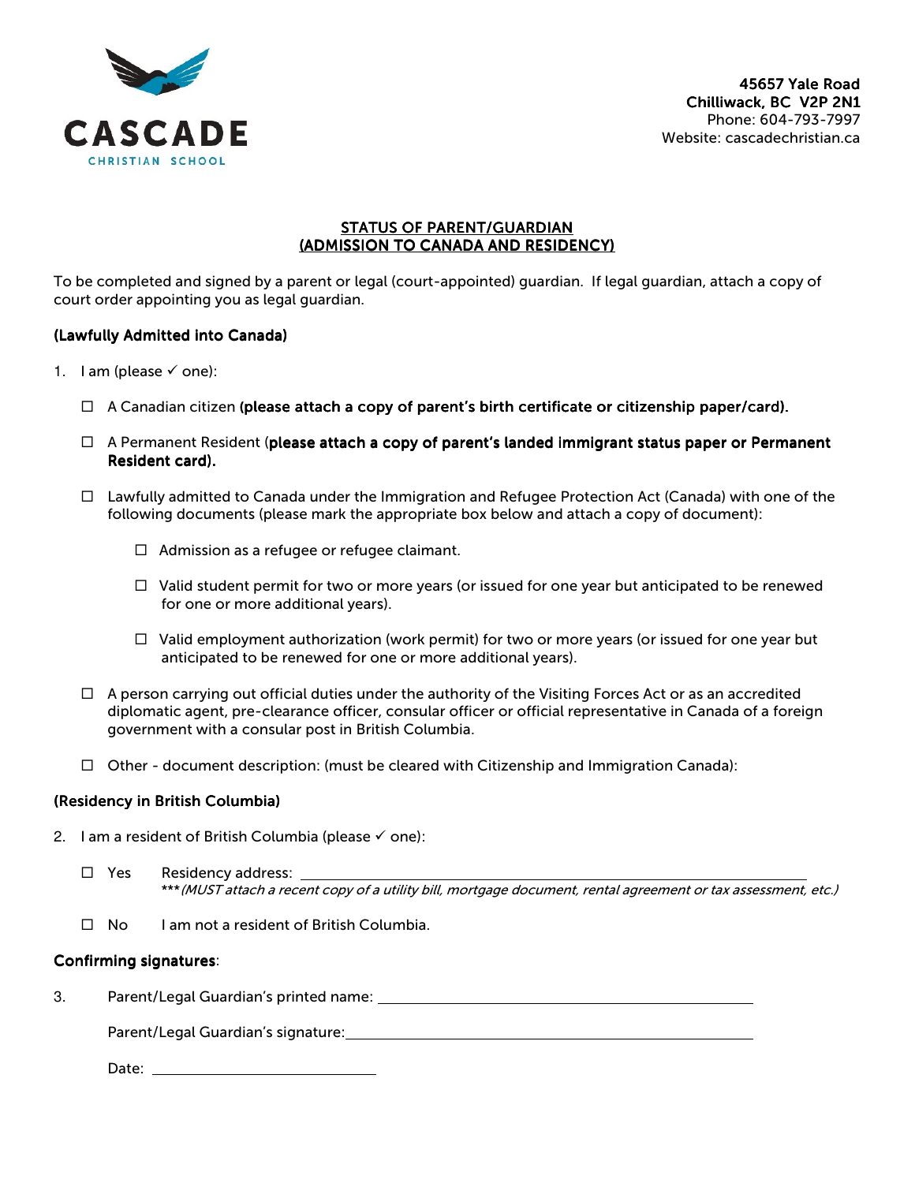CASCADE
CHRISTIAN SCHOOL

**45657 Yale Road**
**Chilliwack, BC V2P 2N1**
Phone: 604-793-7997
Website: cascadechristian.ca

# STATUS OF PARENT/GUARDIAN (ADMISSION TO CANADA AND RESIDENCY)

To be completed and signed by a parent or legal (court-appointed) guardian. If legal guardian, attach a copy of court order appointing you as legal guardian.

### (Lawfully Admitted into Canada)

1. I am (please ✓ one):

   - ☐ A Canadian citizen **(please attach a copy of parent's birth certificate or citizenship paper/card).**
   - ☐ A Permanent Resident (**please attach a copy of parent's landed immigrant status paper or Permanent Resident card).**
   - ☐ Lawfully admitted to Canada under the Immigration and Refugee Protection Act (Canada) with one of the following documents (please mark the appropriate box below and attach a copy of document):
     - ☐ Admission as a refugee or refugee claimant.
     - ☐ Valid student permit for two or more years (or issued for one year but anticipated to be renewed for one or more additional years).
     - ☐ Valid employment authorization (work permit) for two or more years (or issued for one year but anticipated to be renewed for one or more additional years).
   - ☐ A person carrying out official duties under the authority of the Visiting Forces Act or as an accredited diplomatic agent, pre-clearance officer, consular officer or official representative in Canada of a foreign government with a consular post in British Columbia.
   - ☐ Other - document description: (must be cleared with Citizenship and Immigration Canada):

### (Residency in British Columbia)

2. I am a resident of British Columbia (please ✓ one):

   - ☐ Yes  Residency address: \_\_\_\_\_\_\_\_\_\_\_\_\_\_\_\_\_\_\_\_\_\_\_\_\_\_\_\_\_\_\_\_\_\_\_\_\_\_\_\_
     *\*\*\*(MUST attach a recent copy of a utility bill, mortgage document, rental agreement or tax assessment, etc.)*
   - ☐ No  I am not a resident of British Columbia.

### Confirming signatures:

3. Parent/Legal Guardian's printed name: \_\_\_\_\_\_\_\_\_\_\_\_\_\_\_\_\_\_\_\_\_\_\_\_\_\_\_\_\_\_\_\_\_\_\_\_\_\_\_\_

   Parent/Legal Guardian's signature: \_\_\_\_\_\_\_\_\_\_\_\_\_\_\_\_\_\_\_\_\_\_\_\_\_\_\_\_\_\_\_\_\_\_\_\_\_\_\_\_

   Date: \_\_\_\_\_\_\_\_\_\_\_\_\_\_\_\_\_\_\_\_\_\_\_\_\_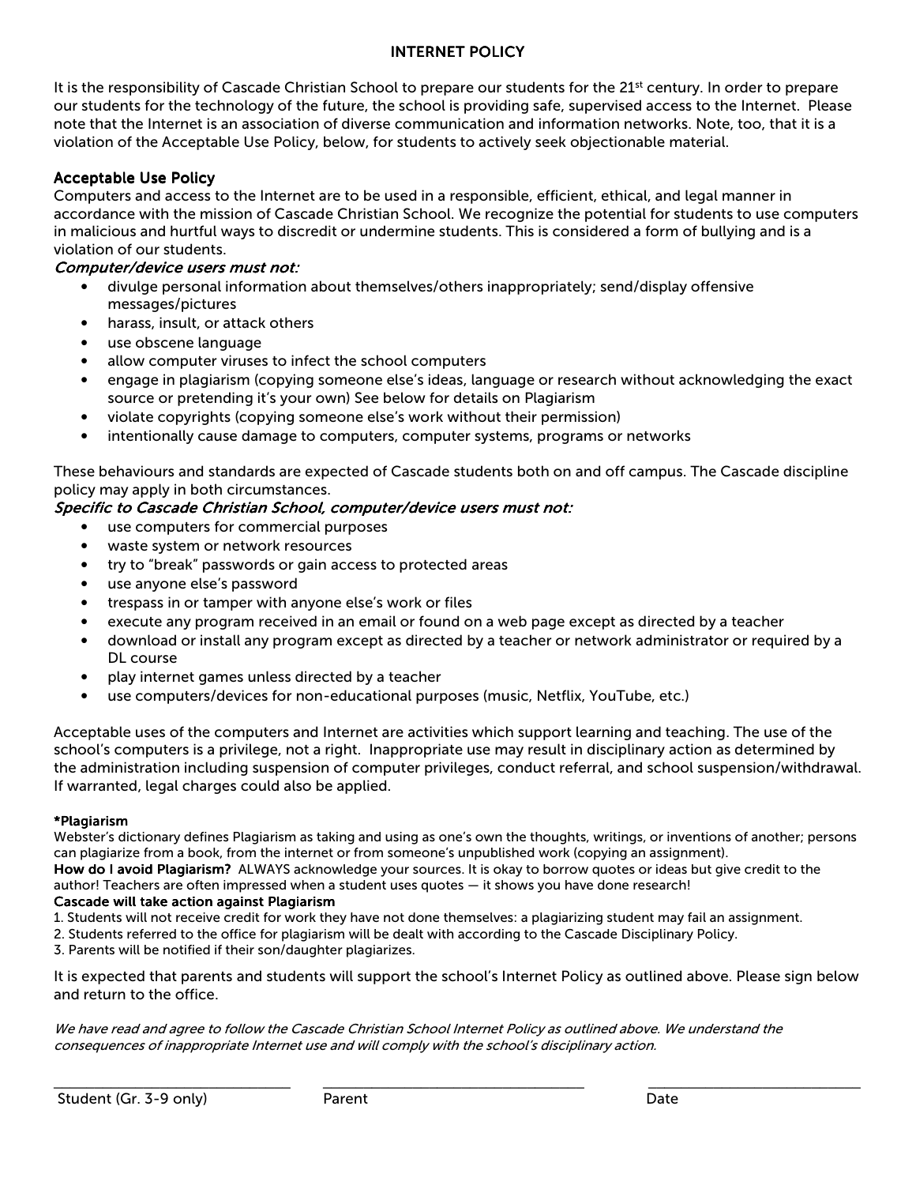# INTERNET POLICY

It is the responsibility of Cascade Christian School to prepare our students for the 21st century. In order to prepare our students for the technology of the future, the school is providing safe, supervised access to the Internet. Please note that the Internet is an association of diverse communication and information networks. Note, too, that it is a violation of the Acceptable Use Policy, below, for students to actively seek objectionable material.

## Acceptable Use Policy

Computers and access to the Internet are to be used in a responsible, efficient, ethical, and legal manner in accordance with the mission of Cascade Christian School. We recognize the potential for students to use computers in malicious and hurtful ways to discredit or undermine students. This is considered a form of bullying and is a violation of our students.

***Computer/device users must not:***

- divulge personal information about themselves/others inappropriately; send/display offensive messages/pictures
- harass, insult, or attack others
- use obscene language
- allow computer viruses to infect the school computers
- engage in plagiarism (copying someone else's ideas, language or research without acknowledging the exact source or pretending it's your own) See below for details on Plagiarism
- violate copyrights (copying someone else's work without their permission)
- intentionally cause damage to computers, computer systems, programs or networks

These behaviours and standards are expected of Cascade students both on and off campus. The Cascade discipline policy may apply in both circumstances.

***Specific to Cascade Christian School, computer/device users must not:***

- use computers for commercial purposes
- waste system or network resources
- try to "break" passwords or gain access to protected areas
- use anyone else's password
- trespass in or tamper with anyone else's work or files
- execute any program received in an email or found on a web page except as directed by a teacher
- download or install any program except as directed by a teacher or network administrator or required by a DL course
- play internet games unless directed by a teacher
- use computers/devices for non-educational purposes (music, Netflix, YouTube, etc.)

Acceptable uses of the computers and Internet are activities which support learning and teaching. The use of the school's computers is a privilege, not a right. Inappropriate use may result in disciplinary action as determined by the administration including suspension of computer privileges, conduct referral, and school suspension/withdrawal. If warranted, legal charges could also be applied.

**\*Plagiarism**

Webster's dictionary defines Plagiarism as taking and using as one's own the thoughts, writings, or inventions of another; persons can plagiarize from a book, from the internet or from someone's unpublished work (copying an assignment).

**How do I avoid Plagiarism?** ALWAYS acknowledge your sources. It is okay to borrow quotes or ideas but give credit to the author! Teachers are often impressed when a student uses quotes — it shows you have done research!

**Cascade will take action against Plagiarism**

1. Students will not receive credit for work they have not done themselves: a plagiarizing student may fail an assignment.
2. Students referred to the office for plagiarism will be dealt with according to the Cascade Disciplinary Policy.
3. Parents will be notified if their son/daughter plagiarizes.

It is expected that parents and students will support the school's Internet Policy as outlined above. Please sign below and return to the office.

*We have read and agree to follow the Cascade Christian School Internet Policy as outlined above. We understand the consequences of inappropriate Internet use and will comply with the school's disciplinary action.*

\_\_\_\_\_\_\_\_\_\_\_\_\_\_\_\_\_\_\_\_\_\_\_\_\_\_\_\_ Student (Gr. 3-9 only)

\_\_\_\_\_\_\_\_\_\_\_\_\_\_\_\_\_\_\_\_\_\_\_\_\_\_\_\_ Parent

\_\_\_\_\_\_\_\_\_\_\_\_\_\_\_\_\_\_\_\_\_\_\_\_\_\_\_\_ Date